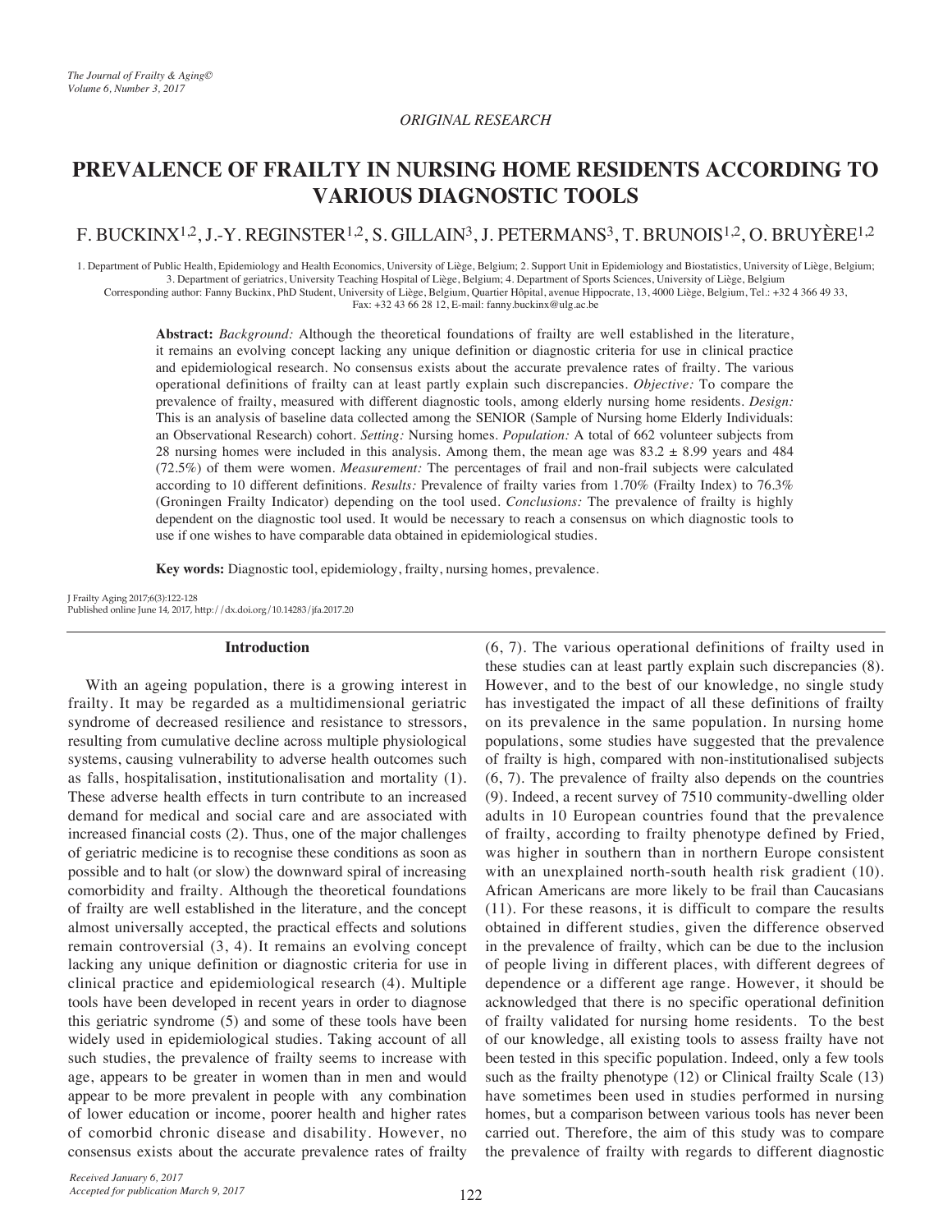*ORIGINAL RESEARCH*

# PREVALENCE OF FRAILTY IN NURSING HOME RESIDENTS ACCORDING TO VARIOUS DIAGNOSTIC TOOLS

F. BUCKINX[1,2], J.-Y. REGINSTER[1,2], S. GILLAIN[3], J. PETERMANS[3], T. BRUNOIS[1,2], O. BRUYÈRE[1,2]

1. Department of Public Health, Epidemiology and Health Economics, University of Liège, Belgium; 2. Support Unit in Epidemiology and Biostatistics, University of Liège, Belgium; 3. Department of geriatrics, University Teaching Hospital of Liège, Belgium; 4. Department of Sports Sciences, University of Liège, Belgium
Corresponding author: Fanny Buckinx, PhD Student, University of Liège, Belgium, Quartier Hôpital, avenue Hippocrate, 13, 4000 Liège, Belgium, Tel.: +32 4 366 49 33, Fax: +32 43 66 28 12, E-mail: fanny.buckinx@ulg.ac.be

**Abstract:** *Background:* Although the theoretical foundations of frailty are well established in the literature, it remains an evolving concept lacking any unique definition or diagnostic criteria for use in clinical practice and epidemiological research. No consensus exists about the accurate prevalence rates of frailty. The various operational definitions of frailty can at least partly explain such discrepancies. *Objective:* To compare the prevalence of frailty, measured with different diagnostic tools, among elderly nursing home residents. *Design:* This is an analysis of baseline data collected among the SENIOR (Sample of Nursing home Elderly Individuals: an Observational Research) cohort. *Setting:* Nursing homes. *Population:* A total of 662 volunteer subjects from 28 nursing homes were included in this analysis. Among them, the mean age was 83.2 ± 8.99 years and 484 (72.5%) of them were women. *Measurement:* The percentages of frail and non-frail subjects were calculated according to 10 different definitions. *Results:* Prevalence of frailty varies from 1.70% (Frailty Index) to 76.3% (Groningen Frailty Indicator) depending on the tool used. *Conclusions:* The prevalence of frailty is highly dependent on the diagnostic tool used. It would be necessary to reach a consensus on which diagnostic tools to use if one wishes to have comparable data obtained in epidemiological studies.

**Key words:** Diagnostic tool, epidemiology, frailty, nursing homes, prevalence.

J Frailty Aging 2017;6(3):122-128
Published online June 14, 2017, http://dx.doi.org/10.14283/jfa.2017.20

## Introduction

With an ageing population, there is a growing interest in frailty. It may be regarded as a multidimensional geriatric syndrome of decreased resilience and resistance to stressors, resulting from cumulative decline across multiple physiological systems, causing vulnerability to adverse health outcomes such as falls, hospitalisation, institutionalisation and mortality (1). These adverse health effects in turn contribute to an increased demand for medical and social care and are associated with increased financial costs (2). Thus, one of the major challenges of geriatric medicine is to recognise these conditions as soon as possible and to halt (or slow) the downward spiral of increasing comorbidity and frailty. Although the theoretical foundations of frailty are well established in the literature, and the concept almost universally accepted, the practical effects and solutions remain controversial (3, 4). It remains an evolving concept lacking any unique definition or diagnostic criteria for use in clinical practice and epidemiological research (4). Multiple tools have been developed in recent years in order to diagnose this geriatric syndrome (5) and some of these tools have been widely used in epidemiological studies. Taking account of all such studies, the prevalence of frailty seems to increase with age, appears to be greater in women than in men and would appear to be more prevalent in people with any combination of lower education or income, poorer health and higher rates of comorbid chronic disease and disability. However, no consensus exists about the accurate prevalence rates of frailty (6, 7). The various operational definitions of frailty used in these studies can at least partly explain such discrepancies (8). However, and to the best of our knowledge, no single study has investigated the impact of all these definitions of frailty on its prevalence in the same population. In nursing home populations, some studies have suggested that the prevalence of frailty is high, compared with non-institutionalised subjects (6, 7). The prevalence of frailty also depends on the countries (9). Indeed, a recent survey of 7510 community-dwelling older adults in 10 European countries found that the prevalence of frailty, according to frailty phenotype defined by Fried, was higher in southern than in northern Europe consistent with an unexplained north-south health risk gradient (10). African Americans are more likely to be frail than Caucasians (11). For these reasons, it is difficult to compare the results obtained in different studies, given the difference observed in the prevalence of frailty, which can be due to the inclusion of people living in different places, with different degrees of dependence or a different age range. However, it should be acknowledged that there is no specific operational definition of frailty validated for nursing home residents. To the best of our knowledge, all existing tools to assess frailty have not been tested in this specific population. Indeed, only a few tools such as the frailty phenotype (12) or Clinical frailty Scale (13) have sometimes been used in studies performed in nursing homes, but a comparison between various tools has never been carried out. Therefore, the aim of this study was to compare the prevalence of frailty with regards to different diagnostic

*Received January 6, 2017*
*Accepted for publication March 9, 2017*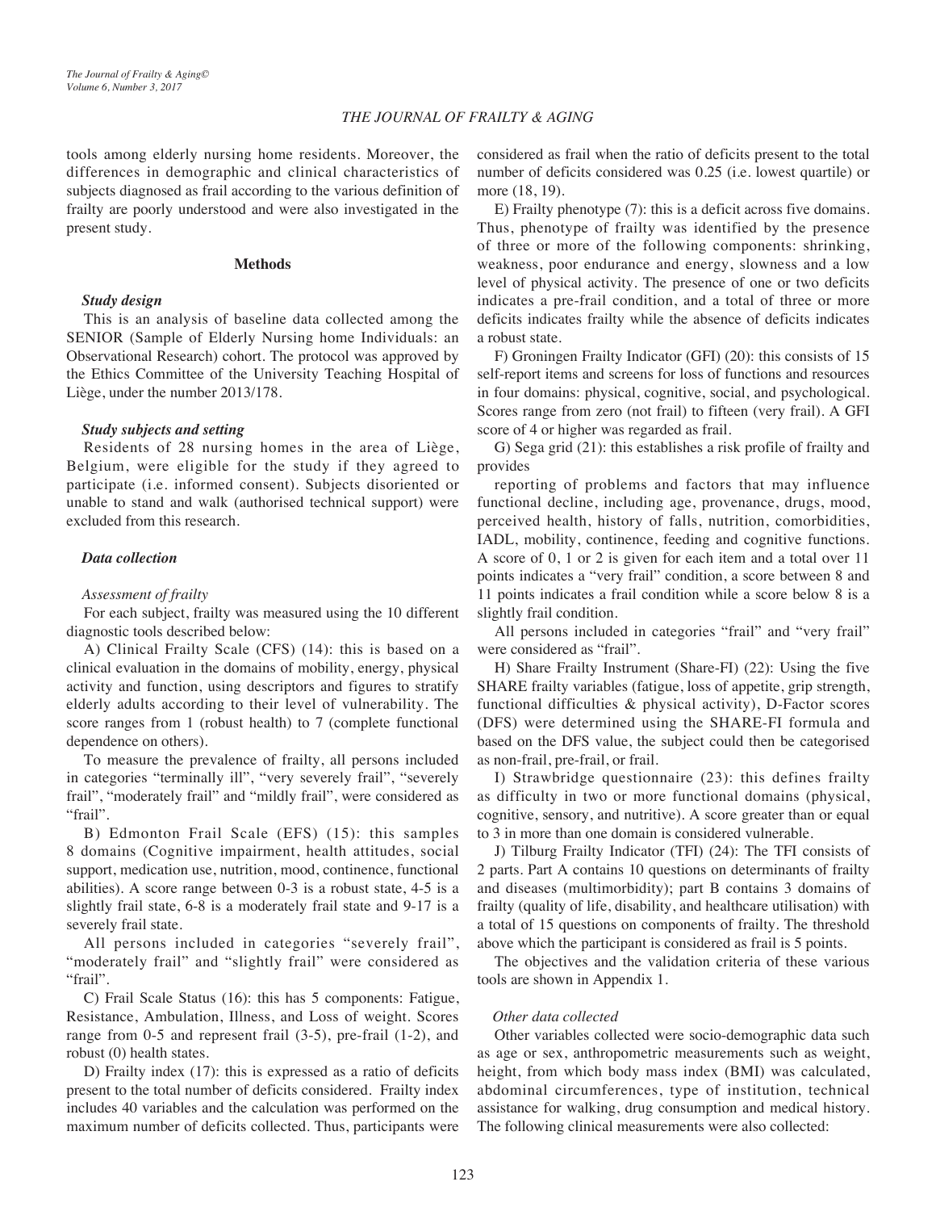tools among elderly nursing home residents. Moreover, the differences in demographic and clinical characteristics of subjects diagnosed as frail according to the various definition of frailty are poorly understood and were also investigated in the present study.

## Methods

### *Study design*

This is an analysis of baseline data collected among the SENIOR (Sample of Elderly Nursing home Individuals: an Observational Research) cohort. The protocol was approved by the Ethics Committee of the University Teaching Hospital of Liège, under the number 2013/178.

### *Study subjects and setting*

Residents of 28 nursing homes in the area of Liège, Belgium, were eligible for the study if they agreed to participate (i.e. informed consent). Subjects disoriented or unable to stand and walk (authorised technical support) were excluded from this research.

### *Data collection*

#### *Assessment of frailty*

For each subject, frailty was measured using the 10 different diagnostic tools described below:

A) Clinical Frailty Scale (CFS) (14): this is based on a clinical evaluation in the domains of mobility, energy, physical activity and function, using descriptors and figures to stratify elderly adults according to their level of vulnerability. The score ranges from 1 (robust health) to 7 (complete functional dependence on others).

To measure the prevalence of frailty, all persons included in categories "terminally ill", "very severely frail", "severely frail", "moderately frail" and "mildly frail", were considered as "frail".

B) Edmonton Frail Scale (EFS) (15): this samples 8 domains (Cognitive impairment, health attitudes, social support, medication use, nutrition, mood, continence, functional abilities). A score range between 0-3 is a robust state, 4-5 is a slightly frail state, 6-8 is a moderately frail state and 9-17 is a severely frail state.

All persons included in categories "severely frail", "moderately frail" and "slightly frail" were considered as "frail".

C) Frail Scale Status (16): this has 5 components: Fatigue, Resistance, Ambulation, Illness, and Loss of weight. Scores range from 0-5 and represent frail (3-5), pre-frail (1-2), and robust (0) health states.

D) Frailty index (17): this is expressed as a ratio of deficits present to the total number of deficits considered. Frailty index includes 40 variables and the calculation was performed on the maximum number of deficits collected. Thus, participants were considered as frail when the ratio of deficits present to the total number of deficits considered was 0.25 (i.e. lowest quartile) or more (18, 19).

E) Frailty phenotype (7): this is a deficit across five domains. Thus, phenotype of frailty was identified by the presence of three or more of the following components: shrinking, weakness, poor endurance and energy, slowness and a low level of physical activity. The presence of one or two deficits indicates a pre-frail condition, and a total of three or more deficits indicates frailty while the absence of deficits indicates a robust state.

F) Groningen Frailty Indicator (GFI) (20): this consists of 15 self-report items and screens for loss of functions and resources in four domains: physical, cognitive, social, and psychological. Scores range from zero (not frail) to fifteen (very frail). A GFI score of 4 or higher was regarded as frail.

G) Sega grid (21): this establishes a risk profile of frailty and provides

reporting of problems and factors that may influence functional decline, including age, provenance, drugs, mood, perceived health, history of falls, nutrition, comorbidities, IADL, mobility, continence, feeding and cognitive functions. A score of 0, 1 or 2 is given for each item and a total over 11 points indicates a "very frail" condition, a score between 8 and 11 points indicates a frail condition while a score below 8 is a slightly frail condition.

All persons included in categories "frail" and "very frail" were considered as "frail".

H) Share Frailty Instrument (Share-FI) (22): Using the five SHARE frailty variables (fatigue, loss of appetite, grip strength, functional difficulties & physical activity), D-Factor scores (DFS) were determined using the SHARE-FI formula and based on the DFS value, the subject could then be categorised as non-frail, pre-frail, or frail.

I) Strawbridge questionnaire (23): this defines frailty as difficulty in two or more functional domains (physical, cognitive, sensory, and nutritive). A score greater than or equal to 3 in more than one domain is considered vulnerable.

J) Tilburg Frailty Indicator (TFI) (24): The TFI consists of 2 parts. Part A contains 10 questions on determinants of frailty and diseases (multimorbidity); part B contains 3 domains of frailty (quality of life, disability, and healthcare utilisation) with a total of 15 questions on components of frailty. The threshold above which the participant is considered as frail is 5 points.

The objectives and the validation criteria of these various tools are shown in Appendix 1.

#### *Other data collected*

Other variables collected were socio-demographic data such as age or sex, anthropometric measurements such as weight, height, from which body mass index (BMI) was calculated, abdominal circumferences, type of institution, technical assistance for walking, drug consumption and medical history. The following clinical measurements were also collected: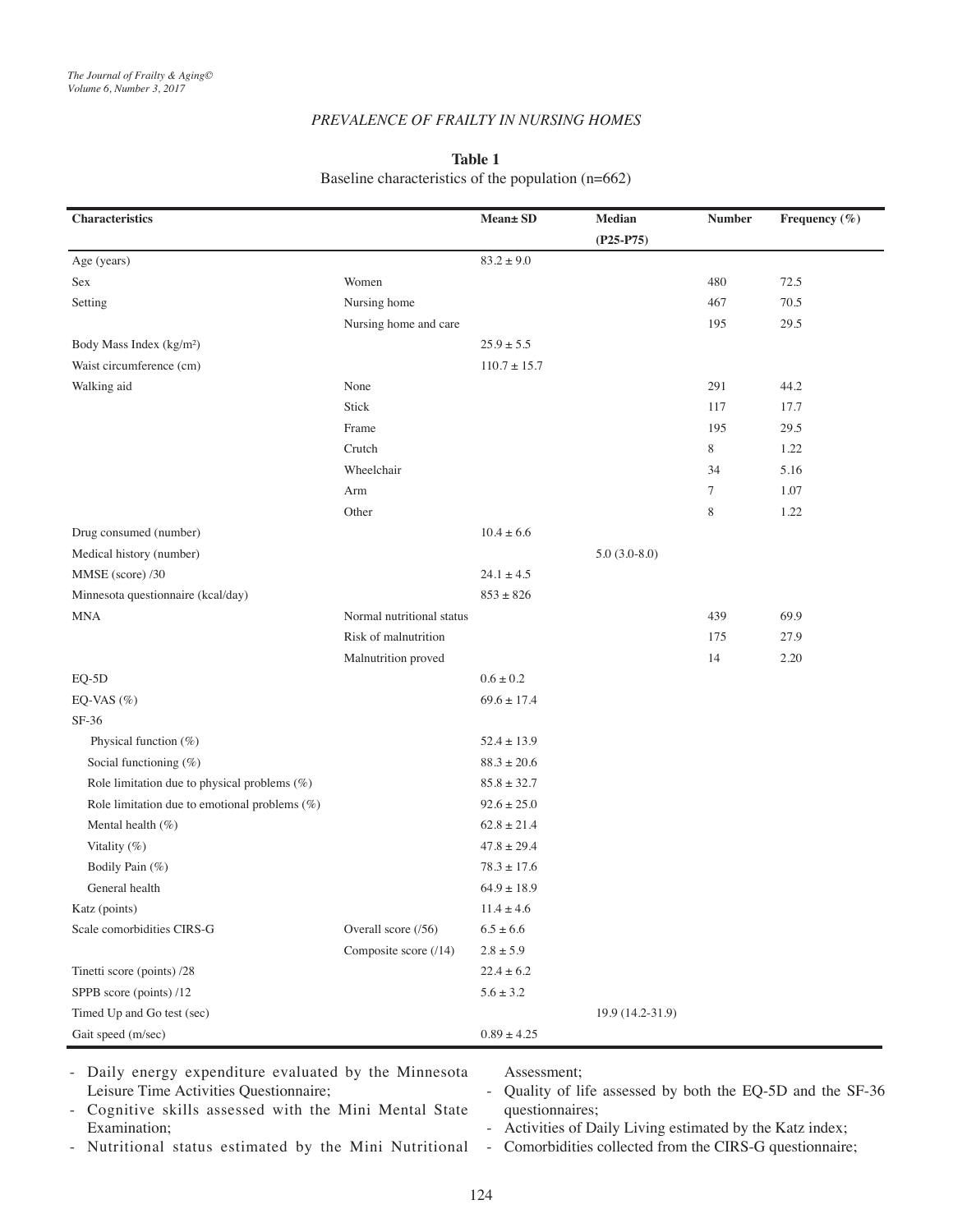**Table 1**
Baseline characteristics of the population (n=662)

| Characteristics | | Mean± SD | Median (P25-P75) | Number | Frequency (%) |
|---|---|---|---|---|---|
| Age (years) | | 83.2 ± 9.0 | | | |
| Sex | Women | | | 480 | 72.5 |
| Setting | Nursing home | | | 467 | 70.5 |
| | Nursing home and care | | | 195 | 29.5 |
| Body Mass Index (kg/m²) | | 25.9 ± 5.5 | | | |
| Waist circumference (cm) | | 110.7 ± 15.7 | | | |
| Walking aid | None | | | 291 | 44.2 |
| | Stick | | | 117 | 17.7 |
| | Frame | | | 195 | 29.5 |
| | Crutch | | | 8 | 1.22 |
| | Wheelchair | | | 34 | 5.16 |
| | Arm | | | 7 | 1.07 |
| | Other | | | 8 | 1.22 |
| Drug consumed (number) | | 10.4 ± 6.6 | | | |
| Medical history (number) | | | 5.0 (3.0-8.0) | | |
| MMSE (score) /30 | | 24.1 ± 4.5 | | | |
| Minnesota questionnaire (kcal/day) | | 853 ± 826 | | | |
| MNA | Normal nutritional status | | | 439 | 69.9 |
| | Risk of malnutrition | | | 175 | 27.9 |
| | Malnutrition proved | | | 14 | 2.20 |
| EQ-5D | | 0.6 ± 0.2 | | | |
| EQ-VAS (%) | | 69.6 ± 17.4 | | | |
| SF-36 | | | | | |
| Physical function (%) | | 52.4 ± 13.9 | | | |
| Social functioning (%) | | 88.3 ± 20.6 | | | |
| Role limitation due to physical problems (%) | | 85.8 ± 32.7 | | | |
| Role limitation due to emotional problems (%) | | 92.6 ± 25.0 | | | |
| Mental health (%) | | 62.8 ± 21.4 | | | |
| Vitality (%) | | 47.8 ± 29.4 | | | |
| Bodily Pain (%) | | 78.3 ± 17.6 | | | |
| General health | | 64.9 ± 18.9 | | | |
| Katz (points) | | 11.4 ± 4.6 | | | |
| Scale comorbidities CIRS-G | Overall score (/56) | 6.5 ± 6.6 | | | |
| | Composite score (/14) | 2.8 ± 5.9 | | | |
| Tinetti score (points) /28 | | 22.4 ± 6.2 | | | |
| SPPB score (points) /12 | | 5.6 ± 3.2 | | | |
| Timed Up and Go test (sec) | | | 19.9 (14.2-31.9) | | |
| Gait speed (m/sec) | | 0.89 ± 4.25 | | | |

- Daily energy expenditure evaluated by the Minnesota Leisure Time Activities Questionnaire;
- Cognitive skills assessed with the Mini Mental State Examination;
- Nutritional status estimated by the Mini Nutritional Assessment;
- Quality of life assessed by both the EQ-5D and the SF-36 questionnaires;
- Activities of Daily Living estimated by the Katz index;
- Comorbidities collected from the CIRS-G questionnaire;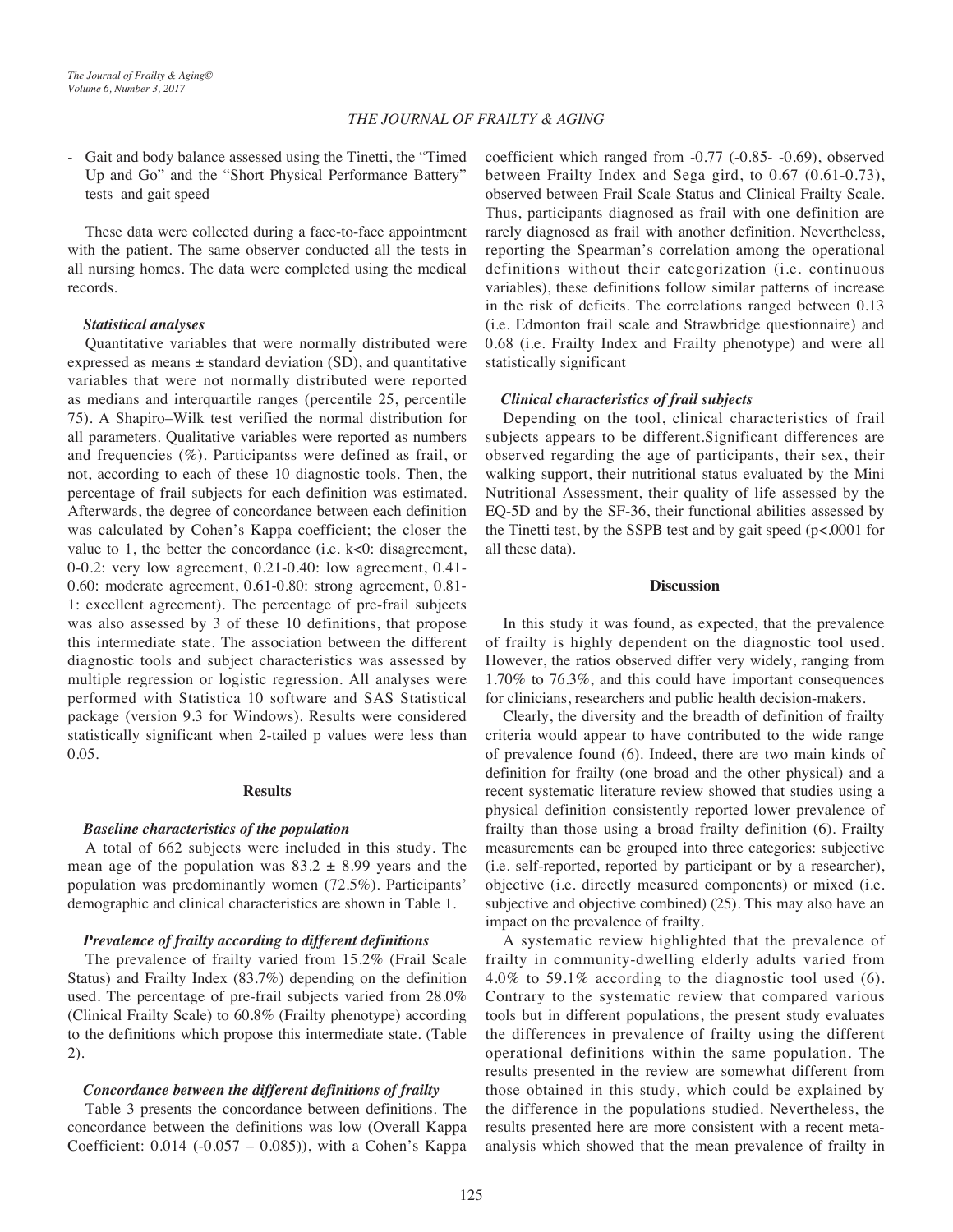- Gait and body balance assessed using the Tinetti, the "Timed Up and Go" and the "Short Physical Performance Battery" tests and gait speed

These data were collected during a face-to-face appointment with the patient. The same observer conducted all the tests in all nursing homes. The data were completed using the medical records.

### *Statistical analyses*

Quantitative variables that were normally distributed were expressed as means ± standard deviation (SD), and quantitative variables that were not normally distributed were reported as medians and interquartile ranges (percentile 25, percentile 75). A Shapiro–Wilk test verified the normal distribution for all parameters. Qualitative variables were reported as numbers and frequencies (%). Participantss were defined as frail, or not, according to each of these 10 diagnostic tools. Then, the percentage of frail subjects for each definition was estimated. Afterwards, the degree of concordance between each definition was calculated by Cohen's Kappa coefficient; the closer the value to 1, the better the concordance (i.e. k<0: disagreement, 0-0.2: very low agreement, 0.21-0.40: low agreement, 0.41-0.60: moderate agreement, 0.61-0.80: strong agreement, 0.81-1: excellent agreement). The percentage of pre-frail subjects was also assessed by 3 of these 10 definitions, that propose this intermediate state. The association between the different diagnostic tools and subject characteristics was assessed by multiple regression or logistic regression. All analyses were performed with Statistica 10 software and SAS Statistical package (version 9.3 for Windows). Results were considered statistically significant when 2-tailed p values were less than 0.05.

## Results

### *Baseline characteristics of the population*

A total of 662 subjects were included in this study. The mean age of the population was 83.2 ± 8.99 years and the population was predominantly women (72.5%). Participants' demographic and clinical characteristics are shown in Table 1.

### *Prevalence of frailty according to different definitions*

The prevalence of frailty varied from 15.2% (Frail Scale Status) and Frailty Index (83.7%) depending on the definition used. The percentage of pre-frail subjects varied from 28.0% (Clinical Frailty Scale) to 60.8% (Frailty phenotype) according to the definitions which propose this intermediate state. (Table 2).

### *Concordance between the different definitions of frailty*

Table 3 presents the concordance between definitions. The concordance between the definitions was low (Overall Kappa Coefficient: 0.014 (-0.057 – 0.085)), with a Cohen's Kappa coefficient which ranged from -0.77 (-0.85- -0.69), observed between Frailty Index and Sega gird, to 0.67 (0.61-0.73), observed between Frail Scale Status and Clinical Frailty Scale. Thus, participants diagnosed as frail with one definition are rarely diagnosed as frail with another definition. Nevertheless, reporting the Spearman's correlation among the operational definitions without their categorization (i.e. continuous variables), these definitions follow similar patterns of increase in the risk of deficits. The correlations ranged between 0.13 (i.e. Edmonton frail scale and Strawbridge questionnaire) and 0.68 (i.e. Frailty Index and Frailty phenotype) and were all statistically significant

### *Clinical characteristics of frail subjects*

Depending on the tool, clinical characteristics of frail subjects appears to be different.Significant differences are observed regarding the age of participants, their sex, their walking support, their nutritional status evaluated by the Mini Nutritional Assessment, their quality of life assessed by the EQ-5D and by the SF-36, their functional abilities assessed by the Tinetti test, by the SSPB test and by gait speed (p<.0001 for all these data).

## Discussion

In this study it was found, as expected, that the prevalence of frailty is highly dependent on the diagnostic tool used. However, the ratios observed differ very widely, ranging from 1.70% to 76.3%, and this could have important consequences for clinicians, researchers and public health decision-makers.

Clearly, the diversity and the breadth of definition of frailty criteria would appear to have contributed to the wide range of prevalence found (6). Indeed, there are two main kinds of definition for frailty (one broad and the other physical) and a recent systematic literature review showed that studies using a physical definition consistently reported lower prevalence of frailty than those using a broad frailty definition (6). Frailty measurements can be grouped into three categories: subjective (i.e. self-reported, reported by participant or by a researcher), objective (i.e. directly measured components) or mixed (i.e. subjective and objective combined) (25). This may also have an impact on the prevalence of frailty.

A systematic review highlighted that the prevalence of frailty in community-dwelling elderly adults varied from 4.0% to 59.1% according to the diagnostic tool used (6). Contrary to the systematic review that compared various tools but in different populations, the present study evaluates the differences in prevalence of frailty using the different operational definitions within the same population. The results presented in the review are somewhat different from those obtained in this study, which could be explained by the difference in the populations studied. Nevertheless, the results presented here are more consistent with a recent meta-analysis which showed that the mean prevalence of frailty in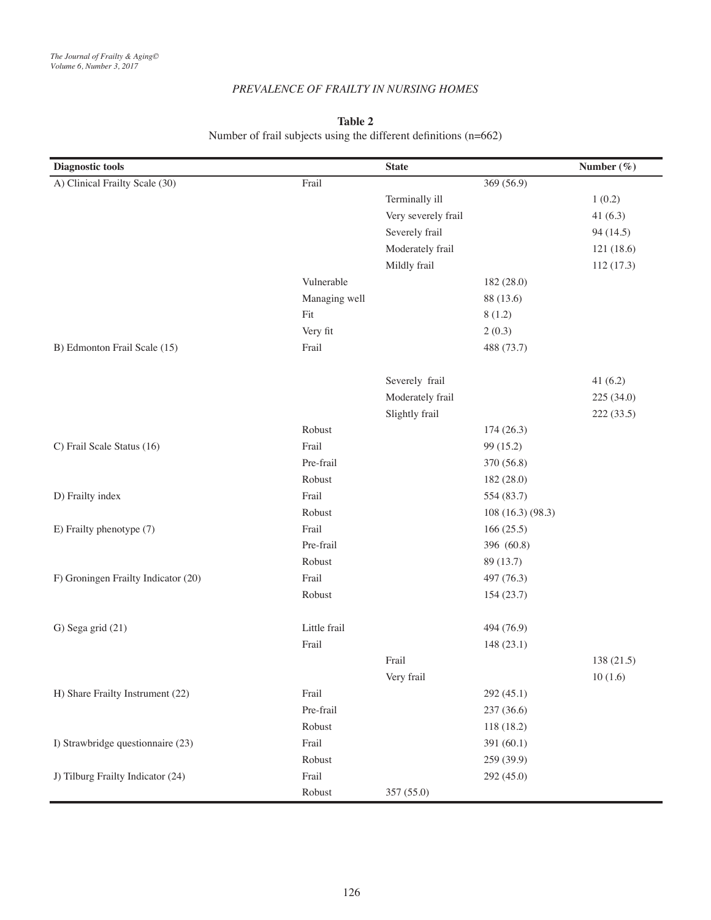**Table 2**
Number of frail subjects using the different definitions (n=662)

| Diagnostic tools | | State | | Number (%) |
|---|---|---|---|---|
| A) Clinical Frailty Scale (30) | Frail | | 369 (56.9) | |
| | | Terminally ill | | 1 (0.2) |
| | | Very severely frail | | 41 (6.3) |
| | | Severely frail | | 94 (14.5) |
| | | Moderately frail | | 121 (18.6) |
| | | Mildly frail | | 112 (17.3) |
| | Vulnerable | | 182 (28.0) | |
| | Managing well | | 88 (13.6) | |
| | Fit | | 8 (1.2) | |
| | Very fit | | 2 (0.3) | |
| B) Edmonton Frail Scale (15) | Frail | | 488 (73.7) | |
| | | Severely frail | | 41 (6.2) |
| | | Moderately frail | | 225 (34.0) |
| | | Slightly frail | | 222 (33.5) |
| | Robust | | 174 (26.3) | |
| C) Frail Scale Status (16) | Frail | | 99 (15.2) | |
| | Pre-frail | | 370 (56.8) | |
| | Robust | | 182 (28.0) | |
| D) Frailty index | Frail | | 554 (83.7) | |
| | Robust | | 108 (16.3) (98.3) | |
| E) Frailty phenotype (7) | Frail | | 166 (25.5) | |
| | Pre-frail | | 396 (60.8) | |
| | Robust | | 89 (13.7) | |
| F) Groningen Frailty Indicator (20) | Frail | | 497 (76.3) | |
| | Robust | | 154 (23.7) | |
| G) Sega grid (21) | Little frail | | 494 (76.9) | |
| | Frail | | 148 (23.1) | |
| | | Frail | | 138 (21.5) |
| | | Very frail | | 10 (1.6) |
| H) Share Frailty Instrument (22) | Frail | | 292 (45.1) | |
| | Pre-frail | | 237 (36.6) | |
| | Robust | | 118 (18.2) | |
| I) Strawbridge questionnaire (23) | Frail | | 391 (60.1) | |
| | Robust | | 259 (39.9) | |
| J) Tilburg Frailty Indicator (24) | Frail | | 292 (45.0) | |
| | Robust | 357 (55.0) | | |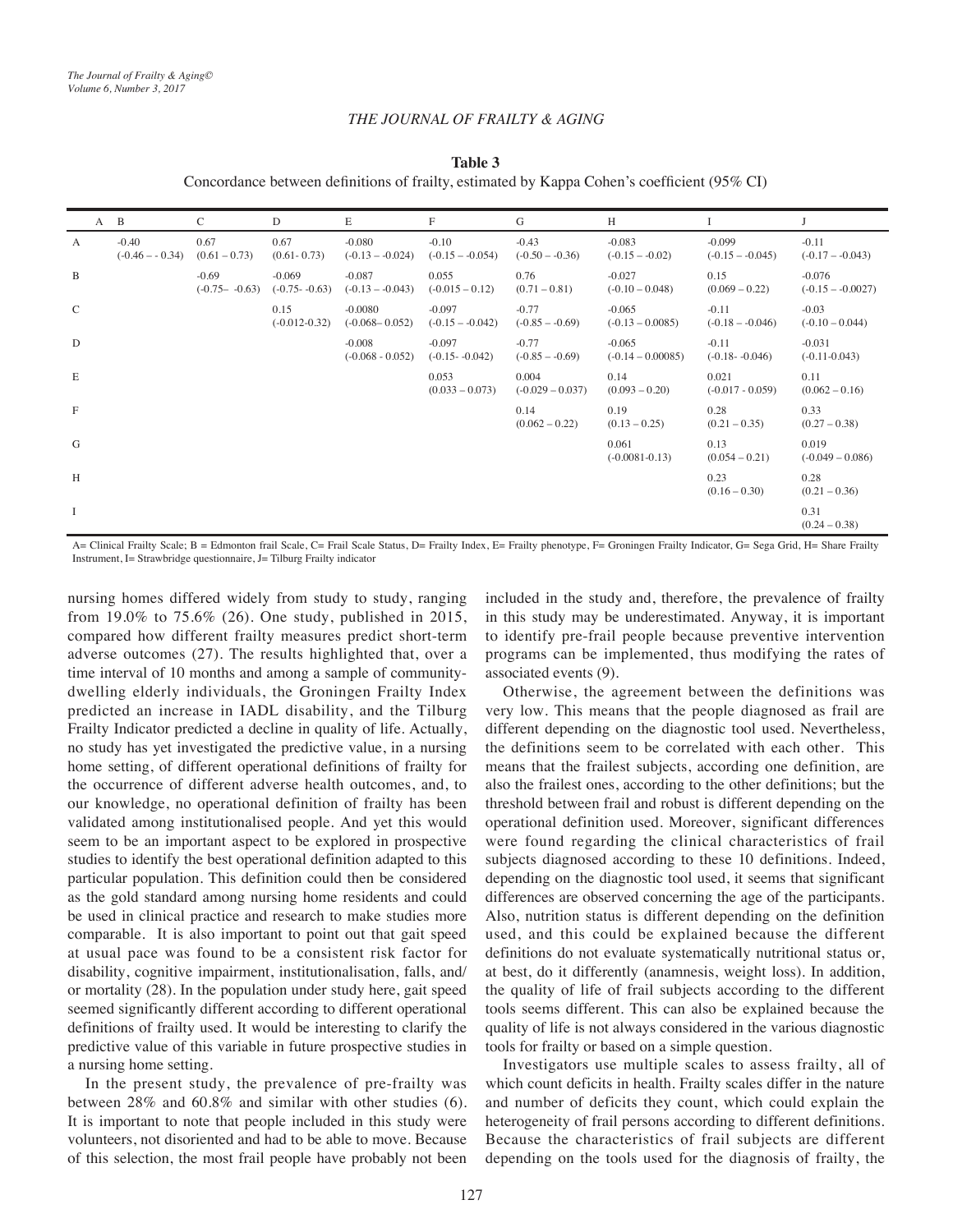**Table 3**
Concordance between definitions of frailty, estimated by Kappa Cohen's coefficient (95% CI)

| | B | C | D | E | F | G | H | I | J |
|---|---|---|---|---|---|---|---|---|---|
| A | -0.40 (-0.46 – - 0.34) | 0.67 (0.61 – 0.73) | 0.67 (0.61- 0.73) | -0.080 (-0.13 – -0.024) | -0.10 (-0.15 – -0.054) | -0.43 (-0.50 – -0.36) | -0.083 (-0.15 – -0.02) | -0.099 (-0.15 – -0.045) | -0.11 (-0.17 – -0.043) |
| B | | -0.69 (-0.75– -0.63) | -0.069 (-0.75- -0.63) | -0.087 (-0.13 – -0.043) | 0.055 (-0.015 – 0.12) | 0.76 (0.71 – 0.81) | -0.027 (-0.10 – 0.048) | 0.15 (0.069 – 0.22) | -0.076 (-0.15 – -0.0027) |
| C | | | 0.15 (-0.012-0.32) | -0.0080 (-0.068– 0.052) | -0.097 (-0.15 – -0.042) | -0.77 (-0.85 – -0.69) | -0.065 (-0.13 – 0.0085) | -0.11 (-0.18 – -0.046) | -0.03 (-0.10 – 0.044) |
| D | | | | -0.008 (-0.068 - 0.052) | -0.097 (-0.15- -0.042) | -0.77 (-0.85 – -0.69) | -0.065 (-0.14 – 0.00085) | -0.11 (-0.18- -0.046) | -0.031 (-0.11-0.043) |
| E | | | | | 0.053 (0.033 – 0.073) | 0.004 (-0.029 – 0.037) | 0.14 (0.093 – 0.20) | 0.021 (-0.017 - 0.059) | 0.11 (0.062 – 0.16) |
| F | | | | | | 0.14 (0.062 – 0.22) | 0.19 (0.13 – 0.25) | 0.28 (0.21 – 0.35) | 0.33 (0.27 – 0.38) |
| G | | | | | | | 0.061 (-0.0081-0.13) | 0.13 (0.054 – 0.21) | 0.019 (-0.049 – 0.086) |
| H | | | | | | | | 0.23 (0.16 – 0.30) | 0.28 (0.21 – 0.36) |
| I | | | | | | | | | 0.31 (0.24 – 0.38) |

A= Clinical Frailty Scale; B = Edmonton frail Scale, C= Frail Scale Status, D= Frailty Index, E= Frailty phenotype, F= Groningen Frailty Indicator, G= Sega Grid, H= Share Frailty Instrument, I= Strawbridge questionnaire, J= Tilburg Frailty indicator

nursing homes differed widely from study to study, ranging from 19.0% to 75.6% (26). One study, published in 2015, compared how different frailty measures predict short-term adverse outcomes (27). The results highlighted that, over a time interval of 10 months and among a sample of community-dwelling elderly individuals, the Groningen Frailty Index predicted an increase in IADL disability, and the Tilburg Frailty Indicator predicted a decline in quality of life. Actually, no study has yet investigated the predictive value, in a nursing home setting, of different operational definitions of frailty for the occurrence of different adverse health outcomes, and, to our knowledge, no operational definition of frailty has been validated among institutionalised people. And yet this would seem to be an important aspect to be explored in prospective studies to identify the best operational definition adapted to this particular population. This definition could then be considered as the gold standard among nursing home residents and could be used in clinical practice and research to make studies more comparable. It is also important to point out that gait speed at usual pace was found to be a consistent risk factor for disability, cognitive impairment, institutionalisation, falls, and/or mortality (28). In the population under study here, gait speed seemed significantly different according to different operational definitions of frailty used. It would be interesting to clarify the predictive value of this variable in future prospective studies in a nursing home setting.

In the present study, the prevalence of pre-frailty was between 28% and 60.8% and similar with other studies (6). It is important to note that people included in this study were volunteers, not disoriented and had to be able to move. Because of this selection, the most frail people have probably not been included in the study and, therefore, the prevalence of frailty in this study may be underestimated. Anyway, it is important to identify pre-frail people because preventive intervention programs can be implemented, thus modifying the rates of associated events (9).

Otherwise, the agreement between the definitions was very low. This means that the people diagnosed as frail are different depending on the diagnostic tool used. Nevertheless, the definitions seem to be correlated with each other. This means that the frailest subjects, according one definition, are also the frailest ones, according to the other definitions; but the threshold between frail and robust is different depending on the operational definition used. Moreover, significant differences were found regarding the clinical characteristics of frail subjects diagnosed according to these 10 definitions. Indeed, depending on the diagnostic tool used, it seems that significant differences are observed concerning the age of the participants. Also, nutrition status is different depending on the definition used, and this could be explained because the different definitions do not evaluate systematically nutritional status or, at best, do it differently (anamnesis, weight loss). In addition, the quality of life of frail subjects according to the different tools seems different. This can also be explained because the quality of life is not always considered in the various diagnostic tools for frailty or based on a simple question.

Investigators use multiple scales to assess frailty, all of which count deficits in health. Frailty scales differ in the nature and number of deficits they count, which could explain the heterogeneity of frail persons according to different definitions. Because the characteristics of frail subjects are different depending on the tools used for the diagnosis of frailty, the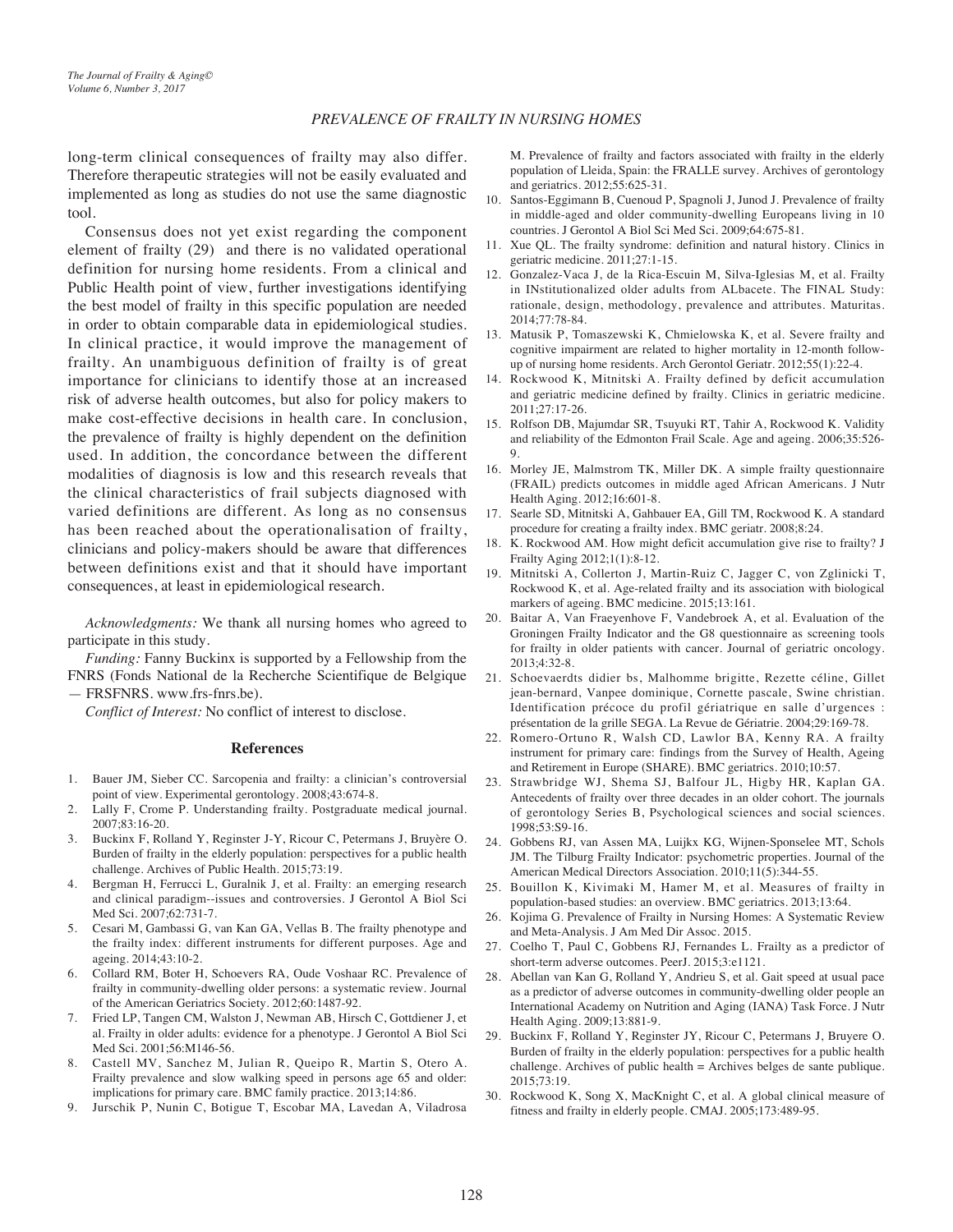long-term clinical consequences of frailty may also differ. Therefore therapeutic strategies will not be easily evaluated and implemented as long as studies do not use the same diagnostic tool.

Consensus does not yet exist regarding the component element of frailty (29) and there is no validated operational definition for nursing home residents. From a clinical and Public Health point of view, further investigations identifying the best model of frailty in this specific population are needed in order to obtain comparable data in epidemiological studies. In clinical practice, it would improve the management of frailty. An unambiguous definition of frailty is of great importance for clinicians to identify those at an increased risk of adverse health outcomes, but also for policy makers to make cost-effective decisions in health care. In conclusion, the prevalence of frailty is highly dependent on the definition used. In addition, the concordance between the different modalities of diagnosis is low and this research reveals that the clinical characteristics of frail subjects diagnosed with varied definitions are different. As long as no consensus has been reached about the operationalisation of frailty, clinicians and policy-makers should be aware that differences between definitions exist and that it should have important consequences, at least in epidemiological research.

*Acknowledgments:* We thank all nursing homes who agreed to participate in this study.

*Funding:* Fanny Buckinx is supported by a Fellowship from the FNRS (Fonds National de la Recherche Scientifique de Belgique — FRSFNRS. www.frs-fnrs.be).

*Conflict of Interest:* No conflict of interest to disclose.

## References

1. Bauer JM, Sieber CC. Sarcopenia and frailty: a clinician's controversial point of view. Experimental gerontology. 2008;43:674-8.
2. Lally F, Crome P. Understanding frailty. Postgraduate medical journal. 2007;83:16-20.
3. Buckinx F, Rolland Y, Reginster J-Y, Ricour C, Petermans J, Bruyère O. Burden of frailty in the elderly population: perspectives for a public health challenge. Archives of Public Health. 2015;73:19.
4. Bergman H, Ferrucci L, Guralnik J, et al. Frailty: an emerging research and clinical paradigm--issues and controversies. J Gerontol A Biol Sci Med Sci. 2007;62:731-7.
5. Cesari M, Gambassi G, van Kan GA, Vellas B. The frailty phenotype and the frailty index: different instruments for different purposes. Age and ageing. 2014;43:10-2.
6. Collard RM, Boter H, Schoevers RA, Oude Voshaar RC. Prevalence of frailty in community-dwelling older persons: a systematic review. Journal of the American Geriatrics Society. 2012;60:1487-92.
7. Fried LP, Tangen CM, Walston J, Newman AB, Hirsch C, Gottdiener J, et al. Frailty in older adults: evidence for a phenotype. J Gerontol A Biol Sci Med Sci. 2001;56:M146-56.
8. Castell MV, Sanchez M, Julian R, Queipo R, Martin S, Otero A. Frailty prevalence and slow walking speed in persons age 65 and older: implications for primary care. BMC family practice. 2013;14:86.
9. Jurschik P, Nunin C, Botigue T, Escobar MA, Lavedan A, Viladrosa M. Prevalence of frailty and factors associated with frailty in the elderly population of Lleida, Spain: the FRALLE survey. Archives of gerontology and geriatrics. 2012;55:625-31.
10. Santos-Eggimann B, Cuenoud P, Spagnoli J, Junod J. Prevalence of frailty in middle-aged and older community-dwelling Europeans living in 10 countries. J Gerontol A Biol Sci Med Sci. 2009;64:675-81.
11. Xue QL. The frailty syndrome: definition and natural history. Clinics in geriatric medicine. 2011;27:1-15.
12. Gonzalez-Vaca J, de la Rica-Escuin M, Silva-Iglesias M, et al. Frailty in INstitutionalized older adults from ALbacete. The FINAL Study: rationale, design, methodology, prevalence and attributes. Maturitas. 2014;77:78-84.
13. Matusik P, Tomaszewski K, Chmielowska K, et al. Severe frailty and cognitive impairment are related to higher mortality in 12-month follow-up of nursing home residents. Arch Gerontol Geriatr. 2012;55(1):22-4.
14. Rockwood K, Mitnitski A. Frailty defined by deficit accumulation and geriatric medicine defined by frailty. Clinics in geriatric medicine. 2011;27:17-26.
15. Rolfson DB, Majumdar SR, Tsuyuki RT, Tahir A, Rockwood K. Validity and reliability of the Edmonton Frail Scale. Age and ageing. 2006;35:526-9.
16. Morley JE, Malmstrom TK, Miller DK. A simple frailty questionnaire (FRAIL) predicts outcomes in middle aged African Americans. J Nutr Health Aging. 2012;16:601-8.
17. Searle SD, Mitnitski A, Gahbauer EA, Gill TM, Rockwood K. A standard procedure for creating a frailty index. BMC geriatr. 2008;8:24.
18. K. Rockwood AM. How might deficit accumulation give rise to frailty? J Frailty Aging 2012;1(1):8-12.
19. Mitnitski A, Collerton J, Martin-Ruiz C, Jagger C, von Zglinicki T, Rockwood K, et al. Age-related frailty and its association with biological markers of ageing. BMC medicine. 2015;13:161.
20. Baitar A, Van Fraeyenhove F, Vandebroek A, et al. Evaluation of the Groningen Frailty Indicator and the G8 questionnaire as screening tools for frailty in older patients with cancer. Journal of geriatric oncology. 2013;4:32-8.
21. Schoevaerdts didier bs, Malhomme brigitte, Rezette céline, Gillet jean-bernard, Vanpee dominique, Cornette pascale, Swine christian. Identification précoce du profil gériatrique en salle d'urgences : présentation de la grille SEGA. La Revue de Gériatrie. 2004;29:169-78.
22. Romero-Ortuno R, Walsh CD, Lawlor BA, Kenny RA. A frailty instrument for primary care: findings from the Survey of Health, Ageing and Retirement in Europe (SHARE). BMC geriatrics. 2010;10:57.
23. Strawbridge WJ, Shema SJ, Balfour JL, Higby HR, Kaplan GA. Antecedents of frailty over three decades in an older cohort. The journals of gerontology Series B, Psychological sciences and social sciences. 1998;53:S9-16.
24. Gobbens RJ, van Assen MA, Luijkx KG, Wijnen-Sponselee MT, Schols JM. The Tilburg Frailty Indicator: psychometric properties. Journal of the American Medical Directors Association. 2010;11(5):344-55.
25. Bouillon K, Kivimaki M, Hamer M, et al. Measures of frailty in population-based studies: an overview. BMC geriatrics. 2013;13:64.
26. Kojima G. Prevalence of Frailty in Nursing Homes: A Systematic Review and Meta-Analysis. J Am Med Dir Assoc. 2015.
27. Coelho T, Paul C, Gobbens RJ, Fernandes L. Frailty as a predictor of short-term adverse outcomes. PeerJ. 2015;3:e1121.
28. Abellan van Kan G, Rolland Y, Andrieu S, et al. Gait speed at usual pace as a predictor of adverse outcomes in community-dwelling older people an International Academy on Nutrition and Aging (IANA) Task Force. J Nutr Health Aging. 2009;13:881-9.
29. Buckinx F, Rolland Y, Reginster JY, Ricour C, Petermans J, Bruyere O. Burden of frailty in the elderly population: perspectives for a public health challenge. Archives of public health = Archives belges de sante publique. 2015;73:19.
30. Rockwood K, Song X, MacKnight C, et al. A global clinical measure of fitness and frailty in elderly people. CMAJ. 2005;173:489-95.